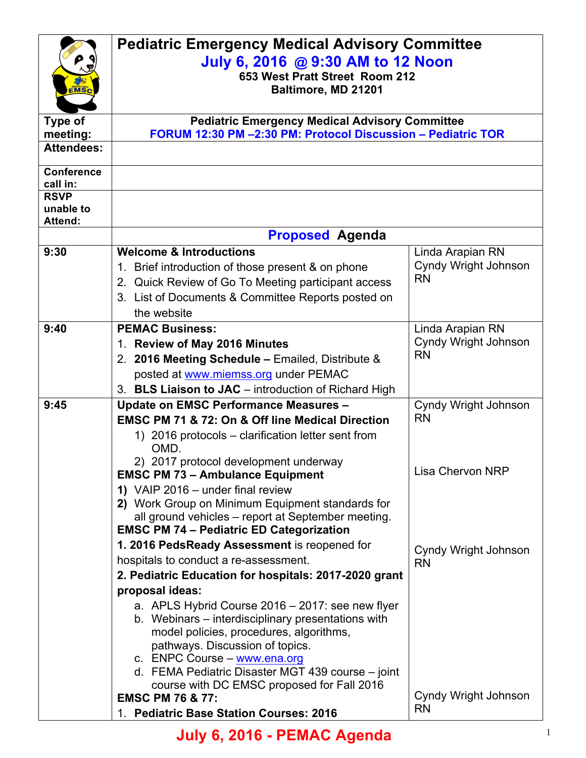# Pediatric Emergency Medical Advisory Committee

## July 6, 2016 @ 9:30 AM to 12 Noon

**653 West Pratt Street Room 212**
**Baltimore, MD 21201**

| | |
|---|---|
| **Type of meeting:** | **Pediatric Emergency Medical Advisory Committee**<br>**FORUM 12:30 PM –2:30 PM: Protocol Discussion – Pediatric TOR** |
| **Attendees:** | |
| **Conference call in:** | |
| **RSVP unable to Attend:** | |

## Proposed Agenda

| Time | Item | Presenter |
|---|---|---|
| 9:30 | **Welcome & Introductions**<br>1. Brief introduction of those present & on phone<br>2. Quick Review of Go To Meeting participant access<br>3. List of Documents & Committee Reports posted on the website | Linda Arapian RN<br>Cyndy Wright Johnson RN |
| 9:40 | **PEMAC Business:**<br>1. **Review of May 2016 Minutes**<br>2. **2016 Meeting Schedule –** Emailed, Distribute & posted at www.miemss.org under PEMAC<br>3. **BLS Liaison to JAC** – introduction of Richard High | Linda Arapian RN<br>Cyndy Wright Johnson RN |
| 9:45 | **Update on EMSC Performance Measures –**<br>**EMSC PM 71 & 72: On & Off line Medical Direction**<br>1) 2016 protocols – clarification letter sent from OMD.<br>2) 2017 protocol development underway<br>**EMSC PM 73 – Ambulance Equipment**<br>**1)** VAIP 2016 – under final review<br>**2)** Work Group on Minimum Equipment standards for all ground vehicles – report at September meeting.<br>**EMSC PM 74 – Pediatric ED Categorization**<br>**1. 2016 PedsReady Assessment** is reopened for hospitals to conduct a re-assessment.<br>**2. Pediatric Education for hospitals: 2017-2020 grant proposal ideas:**<br>a. APLS Hybrid Course 2016 – 2017: see new flyer<br>b. Webinars – interdisciplinary presentations with model policies, procedures, algorithms, pathways. Discussion of topics.<br>c. ENPC Course – www.ena.org<br>d. FEMA Pediatric Disaster MGT 439 course – joint course with DC EMSC proposed for Fall 2016<br>**EMSC PM 76 & 77:**<br>1. **Pediatric Base Station Courses: 2016** | Cyndy Wright Johnson RN<br><br>Lisa Chervon NRP<br><br>Cyndy Wright Johnson RN<br><br>Cyndy Wright Johnson RN |

**July 6, 2016 - PEMAC Agenda**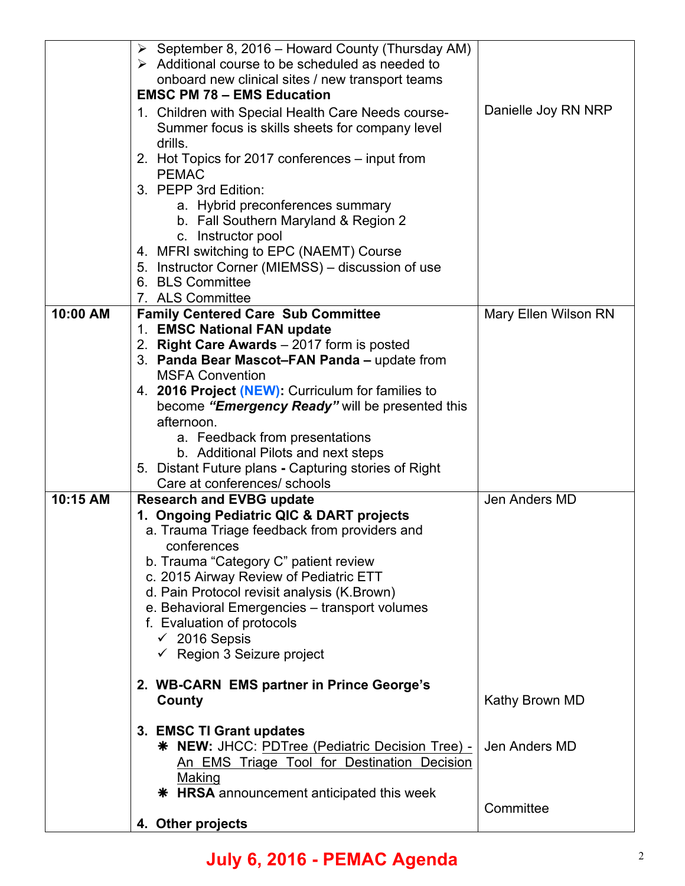| | | |
|---|---|---|
| | ➢ September 8, 2016 – Howard County (Thursday AM)<br>➢ Additional course to be scheduled as needed to onboard new clinical sites / new transport teams<br>**EMSC PM 78 – EMS Education**<br>1. Children with Special Health Care Needs course- Summer focus is skills sheets for company level drills.<br>2. Hot Topics for 2017 conferences – input from PEMAC<br>3. PEPP 3rd Edition:<br>&nbsp;&nbsp;&nbsp;a. Hybrid preconferences summary<br>&nbsp;&nbsp;&nbsp;b. Fall Southern Maryland & Region 2<br>&nbsp;&nbsp;&nbsp;c. Instructor pool<br>4. MFRI switching to EPC (NAEMT) Course<br>5. Instructor Corner (MIEMSS) – discussion of use<br>6. BLS Committee<br>7. ALS Committee | Danielle Joy RN NRP |
| **10:00 AM** | **Family Centered Care Sub Committee**<br>1. **EMSC National FAN update**<br>2. **Right Care Awards** – 2017 form is posted<br>3. **Panda Bear Mascot–FAN Panda –** update from MSFA Convention<br>4. **2016 Project (NEW):** Curriculum for families to become ***"Emergency Ready"*** will be presented this afternoon.<br>&nbsp;&nbsp;&nbsp;a. Feedback from presentations<br>&nbsp;&nbsp;&nbsp;b. Additional Pilots and next steps<br>5. Distant Future plans **-** Capturing stories of Right Care at conferences/ schools | Mary Ellen Wilson RN |
| **10:15 AM** | **Research and EVBG update**<br>**1. Ongoing Pediatric QIC & DART projects**<br>a. Trauma Triage feedback from providers and conferences<br>b. Trauma "Category C" patient review<br>c. 2015 Airway Review of Pediatric ETT<br>d. Pain Protocol revisit analysis (K.Brown)<br>e. Behavioral Emergencies – transport volumes<br>f. Evaluation of protocols<br>&nbsp;&nbsp;&nbsp;✓ 2016 Sepsis<br>&nbsp;&nbsp;&nbsp;✓ Region 3 Seizure project<br><br>**2. WB-CARN EMS partner in Prince George's County**<br><br>**3. EMSC TI Grant updates**<br>&nbsp;&nbsp;&nbsp;❋ **NEW:** JHCC: PDTree (Pediatric Decision Tree) - An EMS Triage Tool for Destination Decision Making<br>&nbsp;&nbsp;&nbsp;❋ **HRSA** announcement anticipated this week<br><br>**4. Other projects** | Jen Anders MD<br><br><br><br><br><br><br><br><br><br>Kathy Brown MD<br><br>Jen Anders MD<br><br><br>Committee |

**July 6, 2016 - PEMAC Agenda**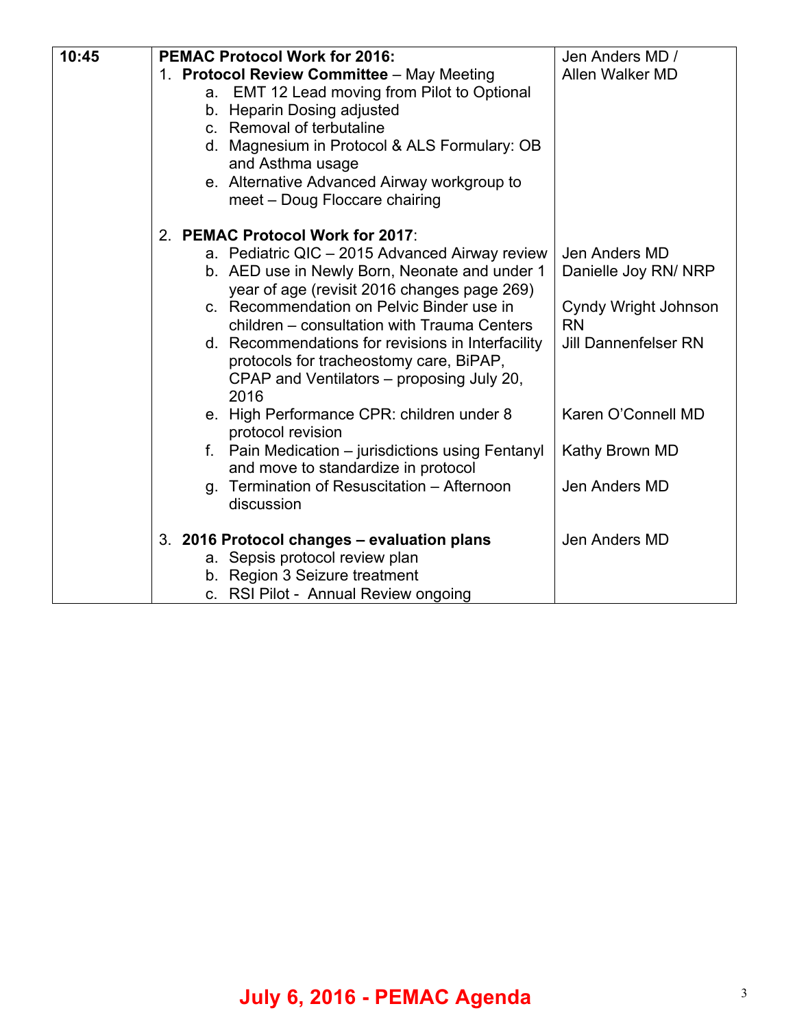| 10:45 | **PEMAC Protocol Work for 2016:**<br>1. **Protocol Review Committee** – May Meeting<br>a. EMT 12 Lead moving from Pilot to Optional<br>b. Heparin Dosing adjusted<br>c. Removal of terbutaline<br>d. Magnesium in Protocol & ALS Formulary: OB and Asthma usage<br>e. Alternative Advanced Airway workgroup to meet – Doug Floccare chairing | Jen Anders MD / Allen Walker MD |
|---|---|---|
| | 2. **PEMAC Protocol Work for 2017**:<br>a. Pediatric QIC – 2015 Advanced Airway review<br>b. AED use in Newly Born, Neonate and under 1 year of age (revisit 2016 changes page 269)<br>c. Recommendation on Pelvic Binder use in children – consultation with Trauma Centers<br>d. Recommendations for revisions in Interfacility protocols for tracheostomy care, BiPAP, CPAP and Ventilators – proposing July 20, 2016<br>e. High Performance CPR: children under 8 protocol revision<br>f. Pain Medication – jurisdictions using Fentanyl and move to standardize in protocol<br>g. Termination of Resuscitation – Afternoon discussion | Jen Anders MD<br>Danielle Joy RN/ NRP<br><br>Cyndy Wright Johnson RN<br>Jill Dannenfelser RN<br><br><br>Karen O'Connell MD<br><br>Kathy Brown MD<br><br>Jen Anders MD |
| | 3. **2016 Protocol changes – evaluation plans**<br>a. Sepsis protocol review plan<br>b. Region 3 Seizure treatment<br>c. RSI Pilot - Annual Review ongoing | Jen Anders MD |

**July 6, 2016 - PEMAC Agenda**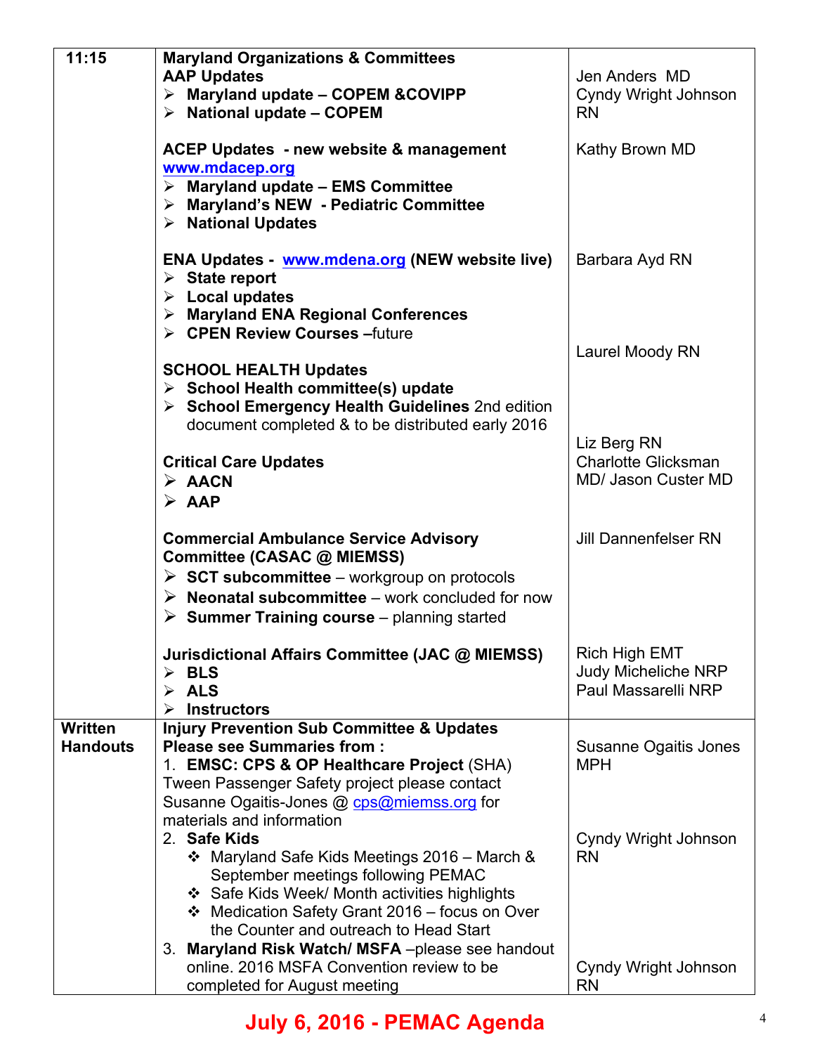| 11:15 | **Maryland Organizations & Committees**<br>**AAP Updates**<br>➢ **Maryland update – COPEM &COVIPP**<br>➢ **National update – COPEM**<br><br>**ACEP Updates - new website & management** www.mdacep.org<br>➢ **Maryland update – EMS Committee**<br>➢ **Maryland's NEW - Pediatric Committee**<br>➢ **National Updates**<br><br>**ENA Updates - www.mdena.org (NEW website live)**<br>➢ **State report**<br>➢ **Local updates**<br>➢ **Maryland ENA Regional Conferences**<br>➢ **CPEN Review Courses –**future<br><br>**SCHOOL HEALTH Updates**<br>➢ **School Health committee(s) update**<br>➢ **School Emergency Health Guidelines** 2nd edition document completed & to be distributed early 2016<br><br>**Critical Care Updates**<br>➢ **AACN**<br>➢ **AAP**<br><br>**Commercial Ambulance Service Advisory Committee (CASAC @ MIEMSS)**<br>➢ **SCT subcommittee** – workgroup on protocols<br>➢ **Neonatal subcommittee** – work concluded for now<br>➢ **Summer Training course** – planning started<br><br>**Jurisdictional Affairs Committee (JAC @ MIEMSS)**<br>➢ **BLS**<br>➢ **ALS**<br>➢ **Instructors** | Jen Anders MD<br>Cyndy Wright Johnson RN<br><br>Kathy Brown MD<br><br>Barbara Ayd RN<br><br>Laurel Moody RN<br><br>Liz Berg RN<br>Charlotte Glicksman MD/ Jason Custer MD<br><br>Jill Dannenfelser RN<br><br>Rich High EMT<br>Judy Micheliche NRP<br>Paul Massarelli NRP |
|---|---|---|
| **Written Handouts** | **Injury Prevention Sub Committee & Updates**<br>**Please see Summaries from :**<br>1. **EMSC: CPS & OP Healthcare Project** (SHA) Tween Passenger Safety project please contact Susanne Ogaitis-Jones @ cps@miemss.org for materials and information<br>2. **Safe Kids**<br>❖ Maryland Safe Kids Meetings 2016 – March & September meetings following PEMAC<br>❖ Safe Kids Week/ Month activities highlights<br>❖ Medication Safety Grant 2016 – focus on Over the Counter and outreach to Head Start<br>3. **Maryland Risk Watch/ MSFA** –please see handout online. 2016 MSFA Convention review to be completed for August meeting | Susanne Ogaitis Jones MPH<br><br>Cyndy Wright Johnson RN<br><br>Cyndy Wright Johnson RN |

**July 6, 2016 - PEMAC Agenda**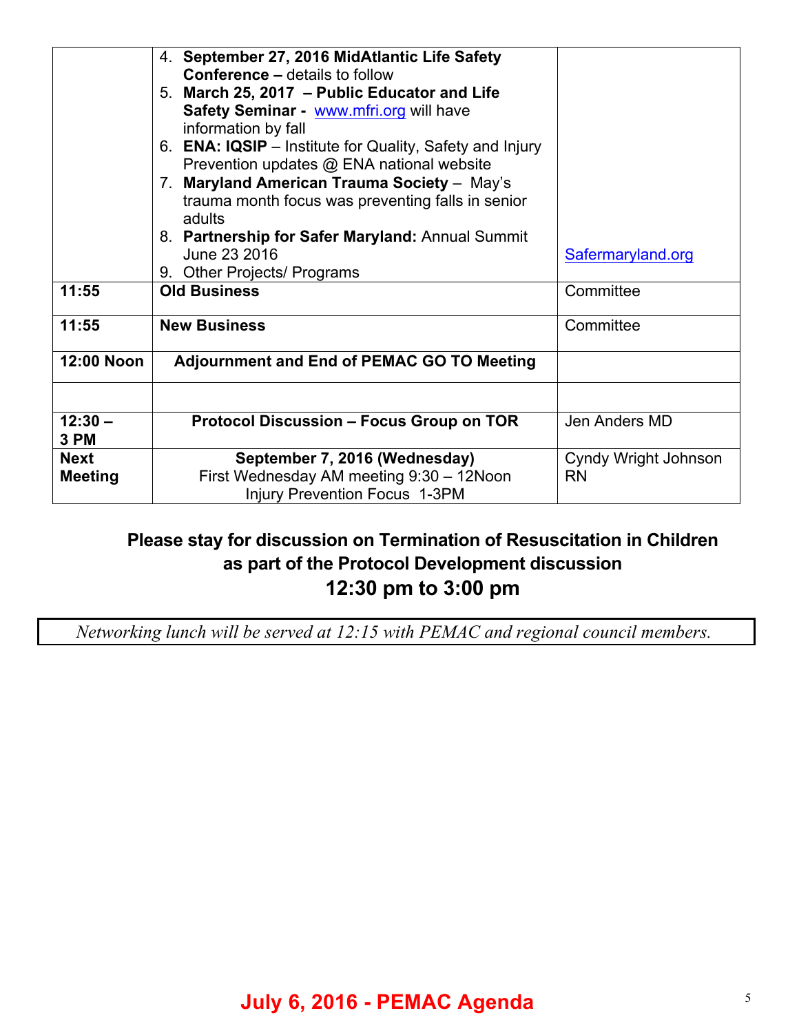| | | |
|---|---|---|
| | 4. **September 27, 2016 MidAtlantic Life Safety Conference –** details to follow<br>5. **March 25, 2017 – Public Educator and Life Safety Seminar -** www.mfri.org will have information by fall<br>6. **ENA: IQSIP** – Institute for Quality, Safety and Injury Prevention updates @ ENA national website<br>7. **Maryland American Trauma Society** – May's trauma month focus was preventing falls in senior adults<br>8. **Partnership for Safer Maryland:** Annual Summit June 23 2016<br>9. Other Projects/ Programs | Safermaryland.org |
| **11:55** | **Old Business** | Committee |
| **11:55** | **New Business** | Committee |
| **12:00 Noon** | **Adjournment and End of PEMAC GO TO Meeting** | |
| | | |
| **12:30 – 3 PM** | **Protocol Discussion – Focus Group on TOR** | Jen Anders MD |
| **Next Meeting** | **September 7, 2016 (Wednesday)**<br>First Wednesday AM meeting 9:30 – 12Noon<br>Injury Prevention Focus 1-3PM | Cyndy Wright Johnson RN |

**Please stay for discussion on Termination of Resuscitation in Children as part of the Protocol Development discussion**

**12:30 pm to 3:00 pm**

*Networking lunch will be served at 12:15 with PEMAC and regional council members.*

**July 6, 2016 - PEMAC Agenda**